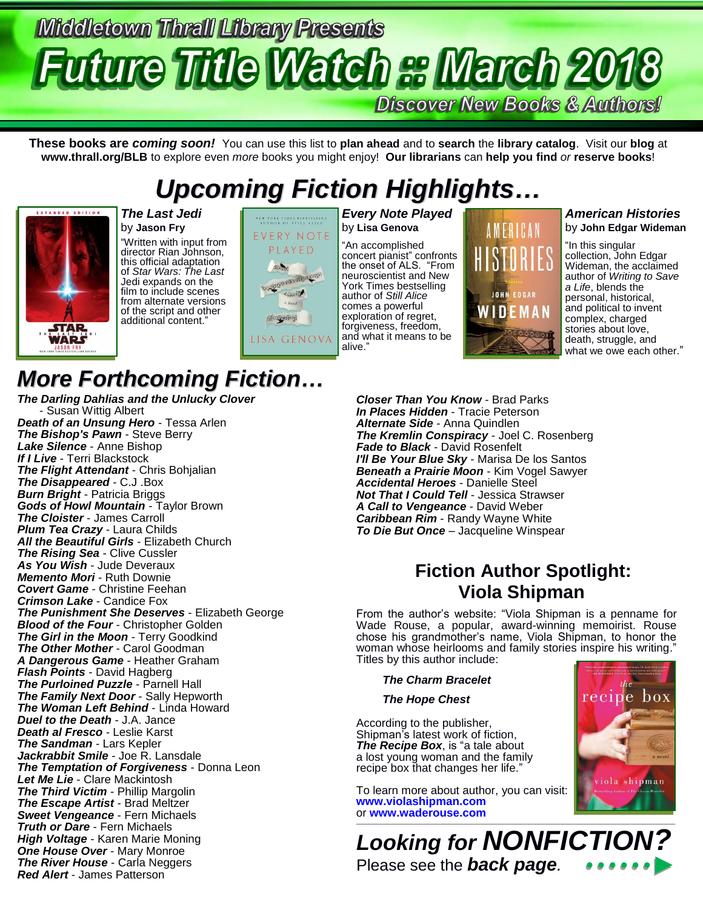# Middletown Thrall Library Presents

# Future Title Watch :: March 2018

**Discover New Books & Authors!**

**These books are *coming soon!*** You can use this list to **plan ahead** and to **search** the **library catalog**. Visit our **blog** at **www.thrall.org/BLB** to explore even *more* books you might enjoy! **Our librarians** can **help you find** *or* **reserve books**!

## *Upcoming Fiction Highlights…*

***The Last Jedi***
by **Jason Fry**
"Written with input from director Rian Johnson, this official adaptation of *Star Wars: The Last Jedi* expands on the film to include scenes from alternate versions of the script and other additional content."

***Every Note Played***
by **Lisa Genova**
"An accomplished concert pianist" confronts the onset of ALS. "From neuroscientist and New York Times bestselling author of *Still Alice* comes a powerful exploration of regret, forgiveness, freedom, and what it means to be alive."

***American Histories***
by **John Edgar Wideman**
"In this singular collection, John Edgar Wideman, the acclaimed author of *Writing to Save a Life*, blends the personal, historical, and political to invent complex, charged stories about love, death, struggle, and what we owe each other."

## *More Forthcoming Fiction…*

***The Darling Dahlias and the Unlucky Clover*** - Susan Wittig Albert
***Death of an Unsung Hero*** - Tessa Arlen
***The Bishop's Pawn*** - Steve Berry
***Lake Silence*** - Anne Bishop
***If I Live*** - Terri Blackstock
***The Flight Attendant*** - Chris Bohjalian
***The Disappeared*** - C.J .Box
***Burn Bright*** - Patricia Briggs
***Gods of Howl Mountain*** - Taylor Brown
***The Cloister*** - James Carroll
***Plum Tea Crazy*** - Laura Childs
***All the Beautiful Girls*** - Elizabeth Church
***The Rising Sea*** - Clive Cussler
***As You Wish*** - Jude Deveraux
***Memento Mori*** - Ruth Downie
***Covert Game*** - Christine Feehan
***Crimson Lake*** - Candice Fox
***The Punishment She Deserves*** - Elizabeth George
***Blood of the Four*** - Christopher Golden
***The Girl in the Moon*** - Terry Goodkind
***The Other Mother*** - Carol Goodman
***A Dangerous Game*** - Heather Graham
***Flash Points*** - David Hagberg
***The Purloined Puzzle*** - Parnell Hall
***The Family Next Door*** - Sally Hepworth
***The Woman Left Behind*** - Linda Howard
***Duel to the Death*** - J.A. Jance
***Death al Fresco*** - Leslie Karst
***The Sandman*** - Lars Kepler
***Jackrabbit Smile*** - Joe R. Lansdale
***The Temptation of Forgiveness*** - Donna Leon
***Let Me Lie*** - Clare Mackintosh
***The Third Victim*** - Phillip Margolin
***The Escape Artist*** - Brad Meltzer
***Sweet Vengeance*** - Fern Michaels
***Truth or Dare*** - Fern Michaels
***High Voltage*** - Karen Marie Moning
***One House Over*** - Mary Monroe
***The River House*** - Carla Neggers
***Red Alert*** - James Patterson
***Closer Than You Know*** - Brad Parks
***In Places Hidden*** - Tracie Peterson
***Alternate Side*** - Anna Quindlen
***The Kremlin Conspiracy*** - Joel C. Rosenberg
***Fade to Black*** - David Rosenfelt
***I'll Be Your Blue Sky*** - Marisa De los Santos
***Beneath a Prairie Moon*** - Kim Vogel Sawyer
***Accidental Heroes*** - Danielle Steel
***Not That I Could Tell*** - Jessica Strawser
***A Call to Vengeance*** - David Weber
***Caribbean Rim*** - Randy Wayne White
***To Die But Once*** – Jacqueline Winspear

## Fiction Author Spotlight: Viola Shipman

From the author's website: "Viola Shipman is a penname for Wade Rouse, a popular, award-winning memoirist. Rouse chose his grandmother's name, Viola Shipman, to honor the woman whose heirlooms and family stories inspire his writing." Titles by this author include:

***The Charm Bracelet***

***The Hope Chest***

According to the publisher, Shipman's latest work of fiction, ***The Recipe Box***, is "a tale about a lost young woman and the family recipe box that changes her life."

To learn more about author, you can visit: **www.violashipman.com** or **www.waderouse.com**

## *Looking for NONFICTION?*

Please see the ***back page***.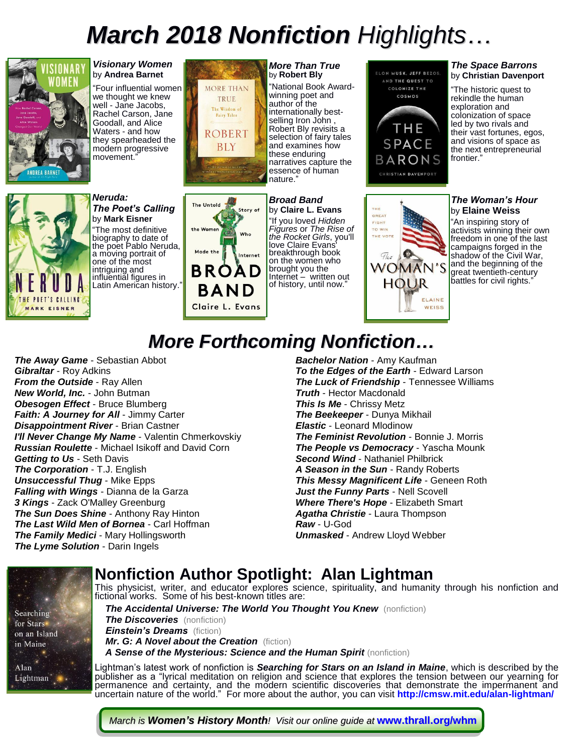# ***March 2018 Nonfiction** Highlights…*

***Visionary Women***
by **Andrea Barnet**

"Four influential women we thought we knew well - Jane Jacobs, Rachel Carson, Jane Goodall, and Alice Waters - and how they spearheaded the modern progressive movement."

***More Than True***
by **Robert Bly**

"National Book Award-winning poet and author of the internationally best-selling Iron John , Robert Bly revisits a selection of fairy tales and examines how these enduring narratives capture the essence of human nature."

***The Space Barrons***
by **Christian Davenport**

"The historic quest to rekindle the human exploration and colonization of space led by two rivals and their vast fortunes, egos, and visions of space as the next entrepreneurial frontier."

***Neruda: The Poet's Calling***
by **Mark Eisner**

"The most definitive biography to date of the poet Pablo Neruda, a moving portrait of one of the most intriguing and influential figures in Latin American history."

***Broad Band***
by **Claire L. Evans**

"If you loved *Hidden Figures* or *The Rise of the Rocket Girls*, you'll love Claire Evans' breakthrough book on the women who brought you the Internet – written out of history, until now."

***The Woman's Hour***
by **Elaine Weiss**

"An inspiring story of activists winning their own freedom in one of the last campaigns forged in the shadow of the Civil War, and the beginning of the great twentieth-century battles for civil rights."

## ***More Forthcoming Nonfiction…***

***The Away Game*** - Sebastian Abbot
***Gibraltar*** - Roy Adkins
***From the Outside*** - Ray Allen
***New World, Inc.*** - John Butman
***Obesogen Effect*** - Bruce Blumberg
***Faith: A Journey for All*** - Jimmy Carter
***Disappointment River*** - Brian Castner
***I'll Never Change My Name*** - Valentin Chmerkovskiy
***Russian Roulette*** - Michael Isikoff and David Corn
***Getting to Us*** - Seth Davis
***The Corporation*** - T.J. English
***Unsuccessful Thug*** - Mike Epps
***Falling with Wings*** - Dianna de la Garza
***3 Kings*** - Zack O'Malley Greenburg
***The Sun Does Shine*** - Anthony Ray Hinton
***The Last Wild Men of Bornea*** - Carl Hoffman
***The Family Medici*** - Mary Hollingsworth
***The Lyme Solution*** - Darin Ingels
***Bachelor Nation*** - Amy Kaufman
***To the Edges of the Earth*** - Edward Larson
***The Luck of Friendship*** - Tennessee Williams
***Truth*** - Hector Macdonald
***This Is Me*** - Chrissy Metz
***The Beekeeper*** - Dunya Mikhail
***Elastic*** - Leonard Mlodinow
***The Feminist Revolution*** - Bonnie J. Morris
***The People vs Democracy*** - Yascha Mounk
***Second Wind*** - Nathaniel Philbrick
***A Season in the Sun*** - Randy Roberts
***This Messy Magnificent Life*** - Geneen Roth
***Just the Funny Parts*** - Nell Scovell
***Where There's Hope*** - Elizabeth Smart
***Agatha Christie*** - Laura Thompson
***Raw*** - U-God
***Unmasked*** - Andrew Lloyd Webber

## Nonfiction Author Spotlight: Alan Lightman

This physicist, writer, and educator explores science, spirituality, and humanity through his nonfiction and fictional works. Some of his best-known titles are:

***The Accidental Universe: The World You Thought You Knew*** (nonfiction)
***The Discoveries*** (nonfiction)
***Einstein's Dreams*** (fiction)
***Mr. G: A Novel about the Creation*** (fiction)
***A Sense of the Mysterious: Science and the Human Spirit*** (nonfiction)

Lightman's latest work of nonfiction is ***Searching for Stars on an Island in Maine***, which is described by the publisher as a "lyrical meditation on religion and science that explores the tension between our yearning for permanence and certainty, and the modern scientific discoveries that demonstrate the impermanent and uncertain nature of the world." For more about the author, you can visit **http://cmsw.mit.edu/alan-lightman/**

*March is **Women's History Month**! Visit our online guide at* **www.thrall.org/whm**